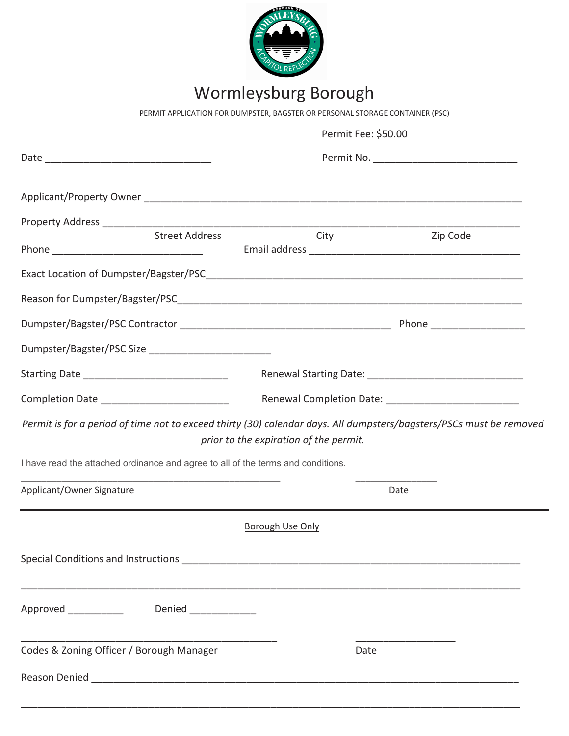# Wormleysburg Borough

PERMIT APPLICATION FOR DUMPSTER, BAGSTER OR PERSONAL STORAGE CONTAINER (PSC)

Permit Fee: $50.00

Date ______________________________ Permit No. __________________________

Applicant/Property Owner ____________________________________________________________________

Property Address ____________________________________________________________________
Street Address City Zip Code

Phone ___________________________ Email address ______________________________________

Exact Location of Dumpster/Bagster/PSC_________________________________________________________

Reason for Dumpster/Bagster/PSC______________________________________________________________

Dumpster/Bagster/PSC Contractor ______________________________________ Phone ________________

Dumpster/Bagster/PSC Size _____________________

Starting Date __________________________ Renewal Starting Date: ____________________________

Completion Date _______________________ Renewal Completion Date: _______________________

*Permit is for a period of time not to exceed thirty (30) calendar days. All dumpsters/bagsters/PSCs must be removed prior to the expiration of the permit.*

I have read the attached ordinance and agree to all of the terms and conditions.

______________________________________________ _______________
Applicant/Owner Signature Date

---

Borough Use Only

Special Conditions and Instructions ____________________________________________________________

_____________________________________________________________________________________

Approved __________ Denied ___________

______________________________________________ __________________
Codes & Zoning Officer / Borough Manager Date

Reason Denied ______________________________________________________________________________

_____________________________________________________________________________________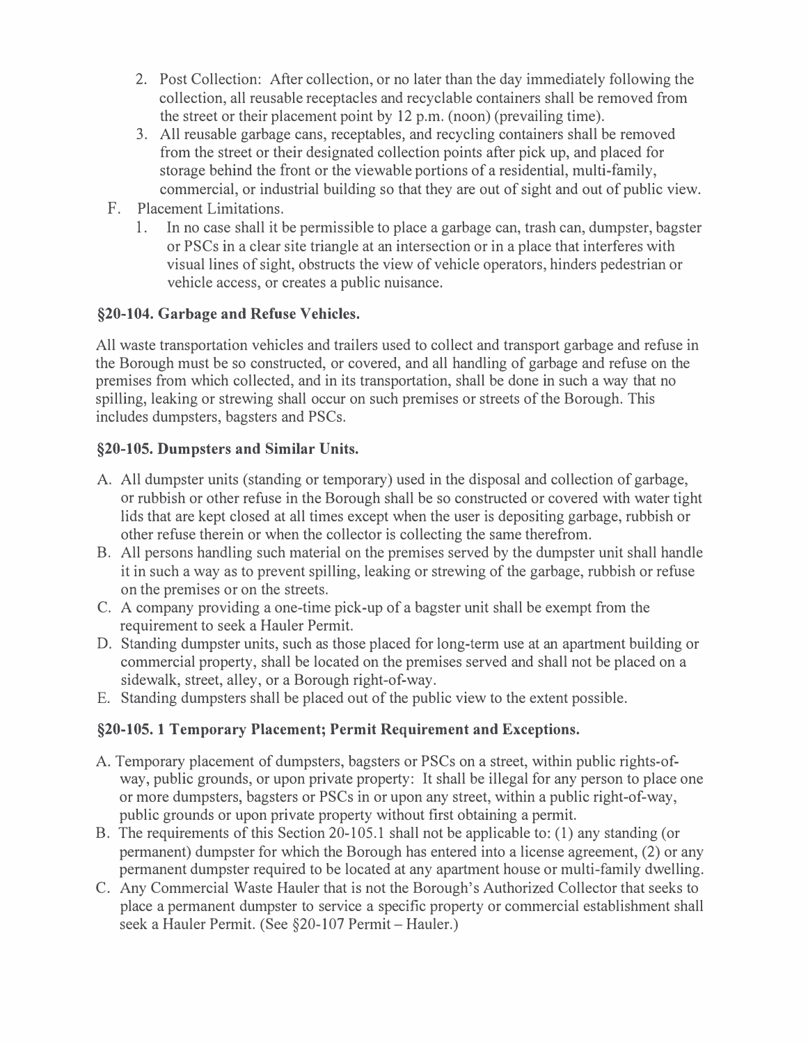2. Post Collection: After collection, or no later than the day immediately following the collection, all reusable receptacles and recyclable containers shall be removed from the street or their placement point by 12 p.m. (noon) (prevailing time).
3. All reusable garbage cans, receptables, and recycling containers shall be removed from the street or their designated collection points after pick up, and placed for storage behind the front or the viewable portions of a residential, multi-family, commercial, or industrial building so that they are out of sight and out of public view.

F. Placement Limitations.

1. In no case shall it be permissible to place a garbage can, trash can, dumpster, bagster or PSCs in a clear site triangle at an intersection or in a place that interferes with visual lines of sight, obstructs the view of vehicle operators, hinders pedestrian or vehicle access, or creates a public nuisance.

### §20-104. Garbage and Refuse Vehicles.

All waste transportation vehicles and trailers used to collect and transport garbage and refuse in the Borough must be so constructed, or covered, and all handling of garbage and refuse on the premises from which collected, and in its transportation, shall be done in such a way that no spilling, leaking or strewing shall occur on such premises or streets of the Borough. This includes dumpsters, bagsters and PSCs.

### §20-105. Dumpsters and Similar Units.

A. All dumpster units (standing or temporary) used in the disposal and collection of garbage, or rubbish or other refuse in the Borough shall be so constructed or covered with water tight lids that are kept closed at all times except when the user is depositing garbage, rubbish or other refuse therein or when the collector is collecting the same therefrom.

B. All persons handling such material on the premises served by the dumpster unit shall handle it in such a way as to prevent spilling, leaking or strewing of the garbage, rubbish or refuse on the premises or on the streets.

C. A company providing a one-time pick-up of a bagster unit shall be exempt from the requirement to seek a Hauler Permit.

D. Standing dumpster units, such as those placed for long-term use at an apartment building or commercial property, shall be located on the premises served and shall not be placed on a sidewalk, street, alley, or a Borough right-of-way.

E. Standing dumpsters shall be placed out of the public view to the extent possible.

### §20-105. 1 Temporary Placement; Permit Requirement and Exceptions.

A. Temporary placement of dumpsters, bagsters or PSCs on a street, within public rights-of-way, public grounds, or upon private property: It shall be illegal for any person to place one or more dumpsters, bagsters or PSCs in or upon any street, within a public right-of-way, public grounds or upon private property without first obtaining a permit.

B. The requirements of this Section 20-105.1 shall not be applicable to: (1) any standing (or permanent) dumpster for which the Borough has entered into a license agreement, (2) or any permanent dumpster required to be located at any apartment house or multi-family dwelling.

C. Any Commercial Waste Hauler that is not the Borough's Authorized Collector that seeks to place a permanent dumpster to service a specific property or commercial establishment shall seek a Hauler Permit. (See §20-107 Permit – Hauler.)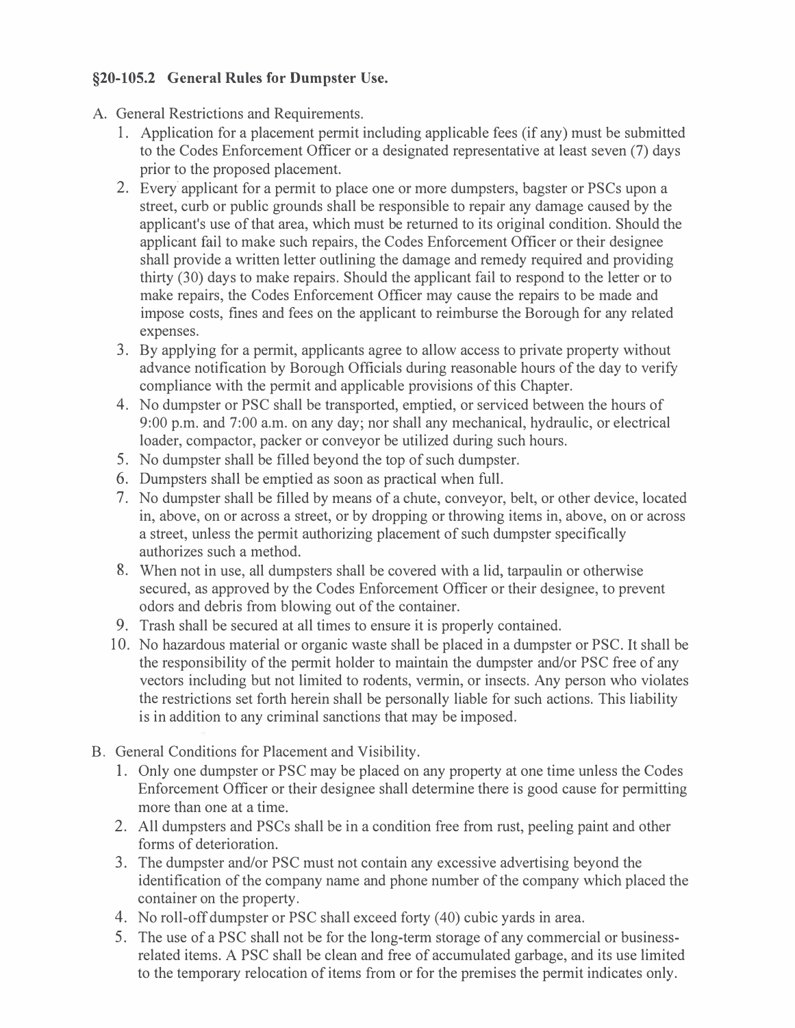## §20-105.2 General Rules for Dumpster Use.

A. General Restrictions and Requirements.

1. Application for a placement permit including applicable fees (if any) must be submitted to the Codes Enforcement Officer or a designated representative at least seven (7) days prior to the proposed placement.
2. Every applicant for a permit to place one or more dumpsters, bagster or PSCs upon a street, curb or public grounds shall be responsible to repair any damage caused by the applicant's use of that area, which must be returned to its original condition. Should the applicant fail to make such repairs, the Codes Enforcement Officer or their designee shall provide a written letter outlining the damage and remedy required and providing thirty (30) days to make repairs. Should the applicant fail to respond to the letter or to make repairs, the Codes Enforcement Officer may cause the repairs to be made and impose costs, fines and fees on the applicant to reimburse the Borough for any related expenses.
3. By applying for a permit, applicants agree to allow access to private property without advance notification by Borough Officials during reasonable hours of the day to verify compliance with the permit and applicable provisions of this Chapter.
4. No dumpster or PSC shall be transported, emptied, or serviced between the hours of 9:00 p.m. and 7:00 a.m. on any day; nor shall any mechanical, hydraulic, or electrical loader, compactor, packer or conveyor be utilized during such hours.
5. No dumpster shall be filled beyond the top of such dumpster.
6. Dumpsters shall be emptied as soon as practical when full.
7. No dumpster shall be filled by means of a chute, conveyor, belt, or other device, located in, above, on or across a street, or by dropping or throwing items in, above, on or across a street, unless the permit authorizing placement of such dumpster specifically authorizes such a method.
8. When not in use, all dumpsters shall be covered with a lid, tarpaulin or otherwise secured, as approved by the Codes Enforcement Officer or their designee, to prevent odors and debris from blowing out of the container.
9. Trash shall be secured at all times to ensure it is properly contained.
10. No hazardous material or organic waste shall be placed in a dumpster or PSC. It shall be the responsibility of the permit holder to maintain the dumpster and/or PSC free of any vectors including but not limited to rodents, vermin, or insects. Any person who violates the restrictions set forth herein shall be personally liable for such actions. This liability is in addition to any criminal sanctions that may be imposed.

B. General Conditions for Placement and Visibility.

1. Only one dumpster or PSC may be placed on any property at one time unless the Codes Enforcement Officer or their designee shall determine there is good cause for permitting more than one at a time.
2. All dumpsters and PSCs shall be in a condition free from rust, peeling paint and other forms of deterioration.
3. The dumpster and/or PSC must not contain any excessive advertising beyond the identification of the company name and phone number of the company which placed the container on the property.
4. No roll-off dumpster or PSC shall exceed forty (40) cubic yards in area.
5. The use of a PSC shall not be for the long-term storage of any commercial or business-related items. A PSC shall be clean and free of accumulated garbage, and its use limited to the temporary relocation of items from or for the premises the permit indicates only.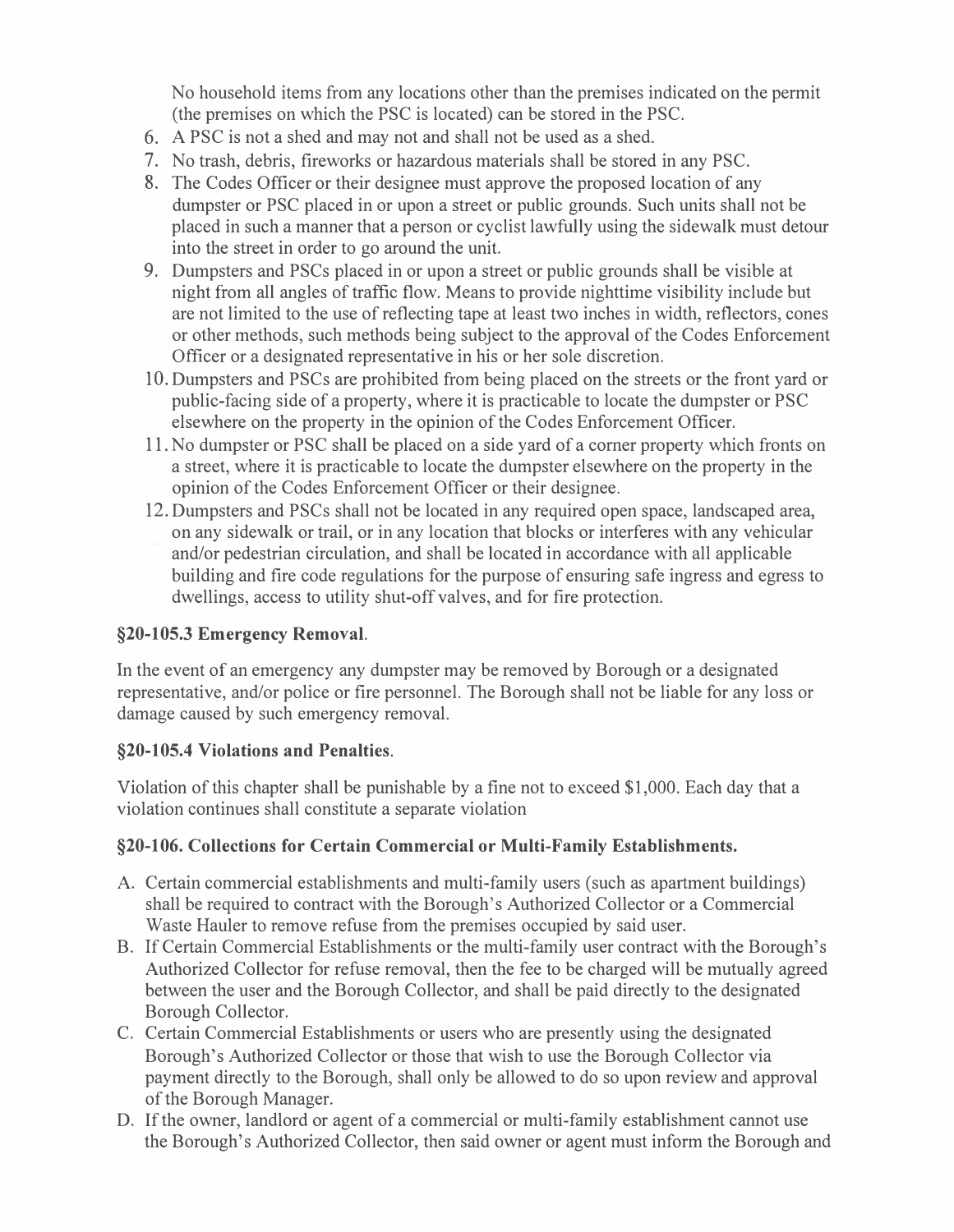No household items from any locations other than the premises indicated on the permit (the premises on which the PSC is located) can be stored in the PSC.

6. A PSC is not a shed and may not and shall not be used as a shed.
7. No trash, debris, fireworks or hazardous materials shall be stored in any PSC.
8. The Codes Officer or their designee must approve the proposed location of any dumpster or PSC placed in or upon a street or public grounds. Such units shall not be placed in such a manner that a person or cyclist lawfully using the sidewalk must detour into the street in order to go around the unit.
9. Dumpsters and PSCs placed in or upon a street or public grounds shall be visible at night from all angles of traffic flow. Means to provide nighttime visibility include but are not limited to the use of reflecting tape at least two inches in width, reflectors, cones or other methods, such methods being subject to the approval of the Codes Enforcement Officer or a designated representative in his or her sole discretion.
10. Dumpsters and PSCs are prohibited from being placed on the streets or the front yard or public-facing side of a property, where it is practicable to locate the dumpster or PSC elsewhere on the property in the opinion of the Codes Enforcement Officer.
11. No dumpster or PSC shall be placed on a side yard of a corner property which fronts on a street, where it is practicable to locate the dumpster elsewhere on the property in the opinion of the Codes Enforcement Officer or their designee.
12. Dumpsters and PSCs shall not be located in any required open space, landscaped area, on any sidewalk or trail, or in any location that blocks or interferes with any vehicular and/or pedestrian circulation, and shall be located in accordance with all applicable building and fire code regulations for the purpose of ensuring safe ingress and egress to dwellings, access to utility shut-off valves, and for fire protection.

### §20-105.3 Emergency Removal.

In the event of an emergency any dumpster may be removed by Borough or a designated representative, and/or police or fire personnel. The Borough shall not be liable for any loss or damage caused by such emergency removal.

### §20-105.4 Violations and Penalties.

Violation of this chapter shall be punishable by a fine not to exceed $1,000. Each day that a violation continues shall constitute a separate violation

### §20-106. Collections for Certain Commercial or Multi-Family Establishments.

A. Certain commercial establishments and multi-family users (such as apartment buildings) shall be required to contract with the Borough's Authorized Collector or a Commercial Waste Hauler to remove refuse from the premises occupied by said user.

B. If Certain Commercial Establishments or the multi-family user contract with the Borough's Authorized Collector for refuse removal, then the fee to be charged will be mutually agreed between the user and the Borough Collector, and shall be paid directly to the designated Borough Collector.

C. Certain Commercial Establishments or users who are presently using the designated Borough's Authorized Collector or those that wish to use the Borough Collector via payment directly to the Borough, shall only be allowed to do so upon review and approval of the Borough Manager.

D. If the owner, landlord or agent of a commercial or multi-family establishment cannot use the Borough's Authorized Collector, then said owner or agent must inform the Borough and